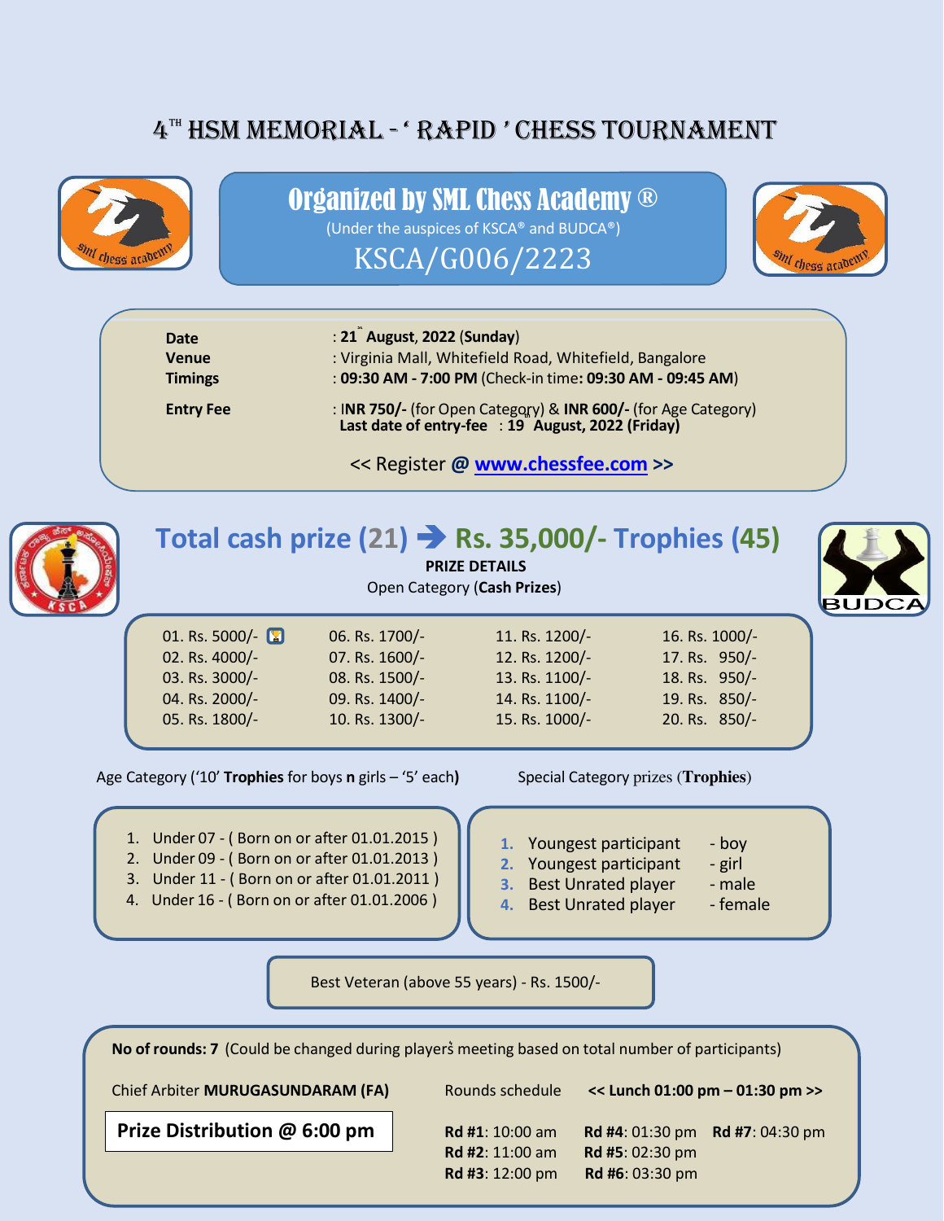# 4[TH] HSM MEMORIAL – ' RAPID ' CHESS TOURNAMENT

## Organized by SML Chess Academy ®

(Under the auspices of KSCA® and BUDCA®)

KSCA/G006/2223

| | |
|---|---|
| **Date** | : **21st August, 2022** (**Sunday**) |
| **Venue** | : Virginia Mall, Whitefield Road, Whitefield, Bangalore |
| **Timings** | : **09:30 AM - 7:00 PM** (Check-in time**: 09:30 AM - 09:45 AM**) |
| **Entry Fee** | : **INR 750/-** (for Open Category) & **INR 600/-** (for Age Category) |
| | **Last date of entry-fee : 19th August, 2022 (Friday)** |

<< Register **@** **www.chessfee.com** **>>**

## Total cash prize (21) ➔ Rs. 35,000/- Trophies (45)

**PRIZE DETAILS**

Open Category (**Cash Prizes**)

| | | | |
|---|---|---|---|
| 01. Rs. 5000/- 🏆 | 06. Rs. 1700/- | 11. Rs. 1200/- | 16. Rs. 1000/- |
| 02. Rs. 4000/- | 07. Rs. 1600/- | 12. Rs. 1200/- | 17. Rs. 950/- |
| 03. Rs. 3000/- | 08. Rs. 1500/- | 13. Rs. 1100/- | 18. Rs. 950/- |
| 04. Rs. 2000/- | 09. Rs. 1400/- | 14. Rs. 1100/- | 19. Rs. 850/- |
| 05. Rs. 1800/- | 10. Rs. 1300/- | 15. Rs. 1000/- | 20. Rs. 850/- |

Age Category ('10' **Trophies** for boys **n** girls – '5' each**)**

1. Under 07 - ( Born on or after 01.01.2015 )
2. Under 09 - ( Born on or after 01.01.2013 )
3. Under 11 - ( Born on or after 01.01.2011 )
4. Under 16 - ( Born on or after 01.01.2006 )

Special Category prizes (**Trophies**)

1. Youngest participant - boy
2. Youngest participant - girl
3. Best Unrated player - male
4. Best Unrated player - female

Best Veteran (above 55 years) - Rs. 1500/-

**No of rounds: 7** (Could be changed during players' meeting based on total number of participants)

Chief Arbiter **MURUGASUNDARAM (FA)**

**Prize Distribution @ 6:00 pm**

Rounds schedule **<< Lunch 01:00 pm – 01:30 pm >>**

| | | |
|---|---|---|
| **Rd #1**: 10:00 am | **Rd #4**: 01:30 pm | **Rd #7**: 04:30 pm |
| **Rd #2**: 11:00 am | **Rd #5**: 02:30 pm | |
| **Rd #3**: 12:00 pm | **Rd #6**: 03:30 pm | |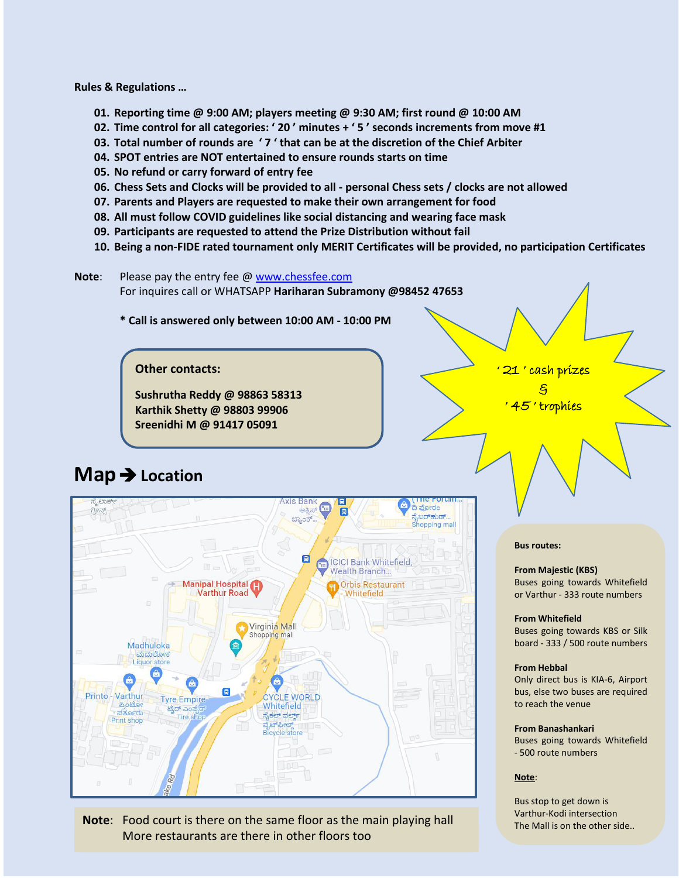**Rules & Regulations …**

01. Reporting time @ 9:00 AM; players meeting @ 9:30 AM; first round @ 10:00 AM
02. Time control for all categories: ' 20 ' minutes + ' 5 ' seconds increments from move #1
03. Total number of rounds are ' 7 ' that can be at the discretion of the Chief Arbiter
04. SPOT entries are NOT entertained to ensure rounds starts on time
05. No refund or carry forward of entry fee
06. Chess Sets and Clocks will be provided to all - personal Chess sets / clocks are not allowed
07. Parents and Players are requested to make their own arrangement for food
08. All must follow COVID guidelines like social distancing and wearing face mask
09. Participants are requested to attend the Prize Distribution without fail
10. Being a non-FIDE rated tournament only MERIT Certificates will be provided, no participation Certificates

**Note**: Please pay the entry fee @ www.chessfee.com
For inquires call or WHATSAPP **Hariharan Subramony @98452 47653**

**\* Call is answered only between 10:00 AM - 10:00 PM**

**Other contacts:**

**Sushrutha Reddy @ 98863 58313**
**Karthik Shetty @ 98803 99906**
**Sreenidhi M @ 91417 05091**

' 21 ' cash prizes
&
' 45 ' trophies

## Map ➔ Location

**Note**: Food court is there on the same floor as the main playing hall
More restaurants are there in other floors too

**Bus routes:**

**From Majestic (KBS)**
Buses going towards Whitefield or Varthur - 333 route numbers

**From Whitefield**
Buses going towards KBS or Silk board - 333 / 500 route numbers

**From Hebbal**
Only direct bus is KIA-6, Airport bus, else two buses are required to reach the venue

**From Banashankari**
Buses going towards Whitefield - 500 route numbers

**Note**:

Bus stop to get down is Varthur-Kodi intersection
The Mall is on the other side..